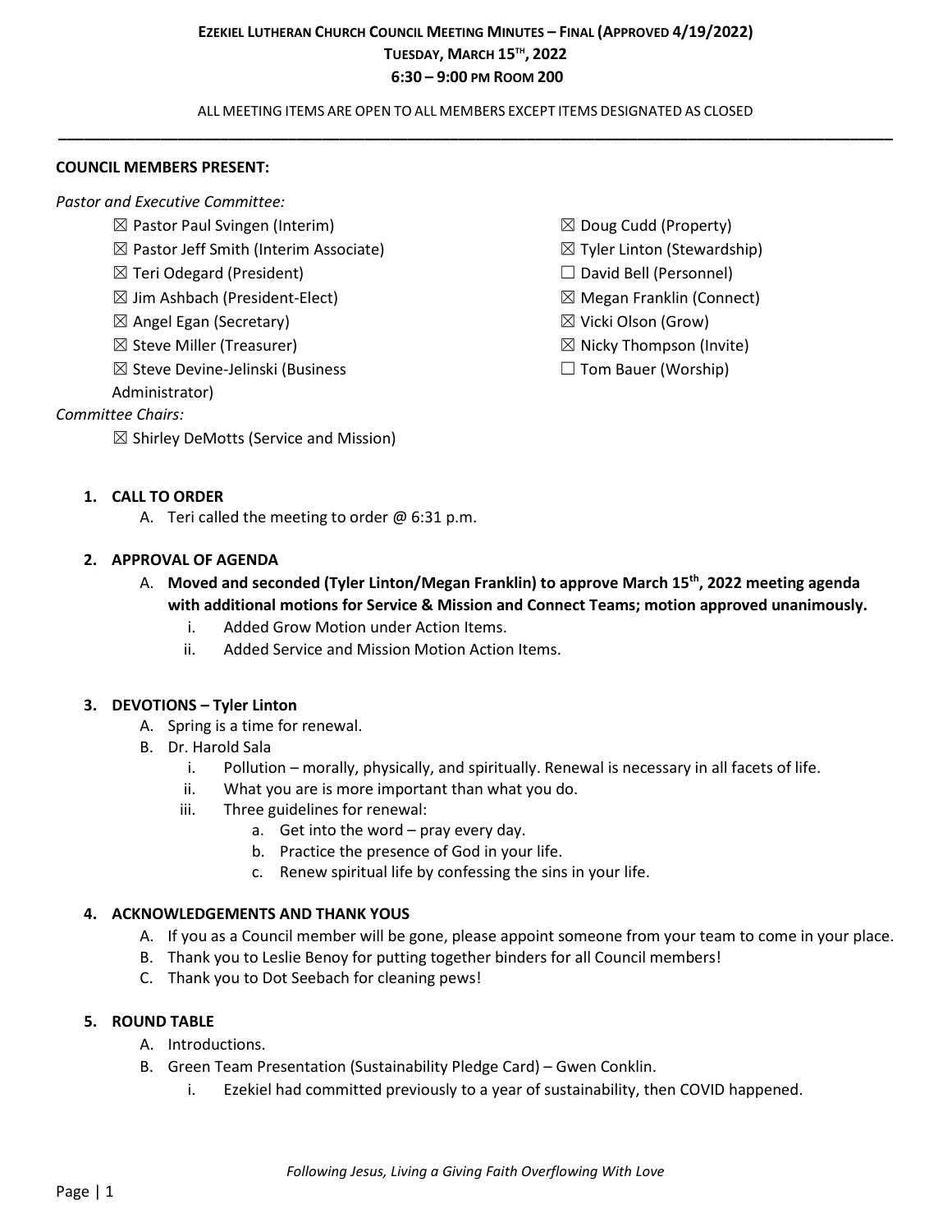# Ezekiel Lutheran Church Council Meeting Minutes – Final (Approved 4/19/2022)

**Tuesday, March 15th, 2022**

**6:30 – 9:00 pm Room 200**

ALL MEETING ITEMS ARE OPEN TO ALL MEMBERS EXCEPT ITEMS DESIGNATED AS CLOSED

---

**COUNCIL MEMBERS PRESENT:**

*Pastor and Executive Committee:*

- ☒ Pastor Paul Svingen (Interim)
- ☒ Pastor Jeff Smith (Interim Associate)
- ☒ Teri Odegard (President)
- ☒ Jim Ashbach (President-Elect)
- ☒ Angel Egan (Secretary)
- ☒ Steve Miller (Treasurer)
- ☒ Steve Devine-Jelinski (Business Administrator)
- ☒ Doug Cudd (Property)
- ☒ Tyler Linton (Stewardship)
- ☐ David Bell (Personnel)
- ☒ Megan Franklin (Connect)
- ☒ Vicki Olson (Grow)
- ☒ Nicky Thompson (Invite)
- ☐ Tom Bauer (Worship)

*Committee Chairs:*

- ☒ Shirley DeMotts (Service and Mission)

1. **CALL TO ORDER**
   - A. Teri called the meeting to order @ 6:31 p.m.

2. **APPROVAL OF AGENDA**
   - A. **Moved and seconded (Tyler Linton/Megan Franklin) to approve March 15th, 2022 meeting agenda with additional motions for Service & Mission and Connect Teams; motion approved unanimously.**
     - i. Added Grow Motion under Action Items.
     - ii. Added Service and Mission Motion Action Items.

3. **DEVOTIONS – Tyler Linton**
   - A. Spring is a time for renewal.
   - B. Dr. Harold Sala
     - i. Pollution – morally, physically, and spiritually. Renewal is necessary in all facets of life.
     - ii. What you are is more important than what you do.
     - iii. Three guidelines for renewal:
       - a. Get into the word – pray every day.
       - b. Practice the presence of God in your life.
       - c. Renew spiritual life by confessing the sins in your life.

4. **ACKNOWLEDGEMENTS AND THANK YOUS**
   - A. If you as a Council member will be gone, please appoint someone from your team to come in your place.
   - B. Thank you to Leslie Benoy for putting together binders for all Council members!
   - C. Thank you to Dot Seebach for cleaning pews!

5. **ROUND TABLE**
   - A. Introductions.
   - B. Green Team Presentation (Sustainability Pledge Card) – Gwen Conklin.
     - i. Ezekiel had committed previously to a year of sustainability, then COVID happened.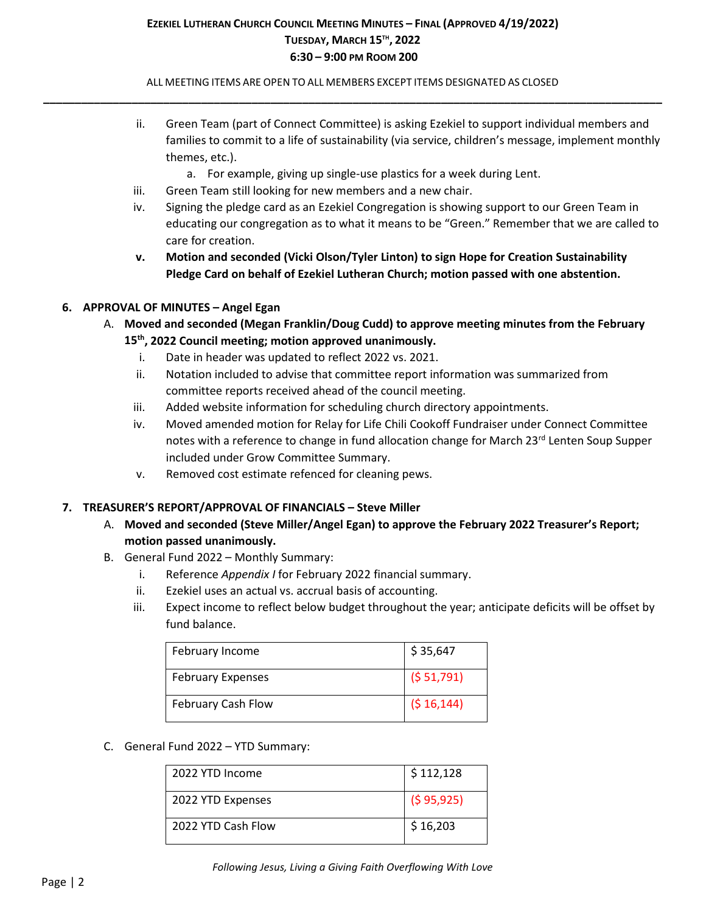ii. Green Team (part of Connect Committee) is asking Ezekiel to support individual members and families to commit to a life of sustainability (via service, children's message, implement monthly themes, etc.).

   a. For example, giving up single-use plastics for a week during Lent.

iii. Green Team still looking for new members and a new chair.

iv. Signing the pledge card as an Ezekiel Congregation is showing support to our Green Team in educating our congregation as to what it means to be "Green." Remember that we are called to care for creation.

**v. Motion and seconded (Vicki Olson/Tyler Linton) to sign Hope for Creation Sustainability Pledge Card on behalf of Ezekiel Lutheran Church; motion passed with one abstention.**

## 6. APPROVAL OF MINUTES – Angel Egan

A. **Moved and seconded (Megan Franklin/Doug Cudd) to approve meeting minutes from the February 15th, 2022 Council meeting; motion approved unanimously.**

   i. Date in header was updated to reflect 2022 vs. 2021.

   ii. Notation included to advise that committee report information was summarized from committee reports received ahead of the council meeting.

   iii. Added website information for scheduling church directory appointments.

   iv. Moved amended motion for Relay for Life Chili Cookoff Fundraiser under Connect Committee notes with a reference to change in fund allocation change for March 23rd Lenten Soup Supper included under Grow Committee Summary.

   v. Removed cost estimate refenced for cleaning pews.

## 7. TREASURER'S REPORT/APPROVAL OF FINANCIALS – Steve Miller

A. **Moved and seconded (Steve Miller/Angel Egan) to approve the February 2022 Treasurer's Report; motion passed unanimously.**

B. General Fund 2022 – Monthly Summary:

   i. Reference *Appendix I* for February 2022 financial summary.

   ii. Ezekiel uses an actual vs. accrual basis of accounting.

   iii. Expect income to reflect below budget throughout the year; anticipate deficits will be offset by fund balance.

| | |
|---|---|
| February Income | $ 35,647 |
| February Expenses | ($ 51,791) |
| February Cash Flow | ($ 16,144) |

C. General Fund 2022 – YTD Summary:

| | |
|---|---|
| 2022 YTD Income | $ 112,128 |
| 2022 YTD Expenses | ($ 95,925) |
| 2022 YTD Cash Flow | $ 16,203 |

*Following Jesus, Living a Giving Faith Overflowing With Love*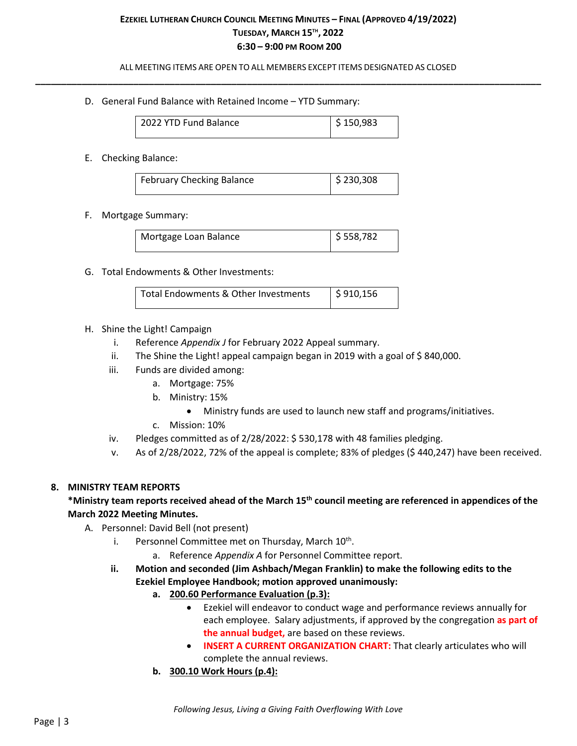D. General Fund Balance with Retained Income – YTD Summary:

| 2022 YTD Fund Balance | $ 150,983 |
|---|---|

E. Checking Balance:

| February Checking Balance | $ 230,308 |
|---|---|

F. Mortgage Summary:

| Mortgage Loan Balance | $ 558,782 |
|---|---|

G. Total Endowments & Other Investments:

| Total Endowments & Other Investments | $ 910,156 |
|---|---|

H. Shine the Light! Campaign
   - i. Reference *Appendix J* for February 2022 Appeal summary.
   - ii. The Shine the Light! appeal campaign began in 2019 with a goal of $ 840,000.
   - iii. Funds are divided among:
     - a. Mortgage: 75%
     - b. Ministry: 15%
       - Ministry funds are used to launch new staff and programs/initiatives.
     - c. Mission: 10%
   - iv. Pledges committed as of 2/28/2022: $ 530,178 with 48 families pledging.
   - v. As of 2/28/2022, 72% of the appeal is complete; 83% of pledges ($ 440,247) have been received.

## 8. MINISTRY TEAM REPORTS

**\*Ministry team reports received ahead of the March 15th council meeting are referenced in appendices of the March 2022 Meeting Minutes.**

A. Personnel: David Bell (not present)
   - i. Personnel Committee met on Thursday, March 10th.
     - a. Reference *Appendix A* for Personnel Committee report.
   - **ii. Motion and seconded (Jim Ashbach/Megan Franklin) to make the following edits to the Ezekiel Employee Handbook; motion approved unanimously:**
     - **a. 200.60 Performance Evaluation (p.3):**
       - Ezekiel will endeavor to conduct wage and performance reviews annually for each employee. Salary adjustments, if approved by the congregation **as part of the annual budget,** are based on these reviews.
       - **INSERT A CURRENT ORGANIZATION CHART:** That clearly articulates who will complete the annual reviews.
     - **b. 300.10 Work Hours (p.4):**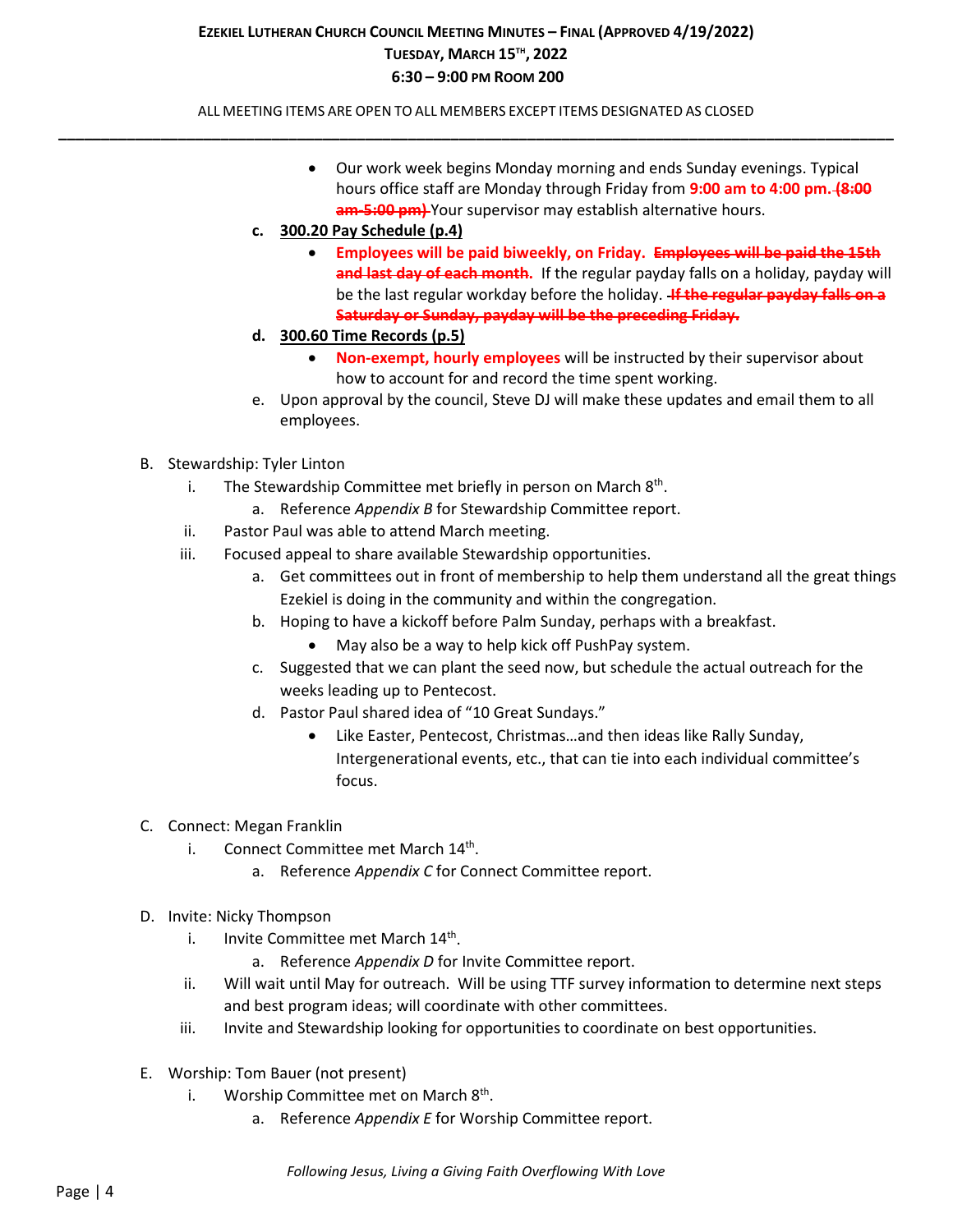- Our work week begins Monday morning and ends Sunday evenings. Typical hours office staff are Monday through Friday from **9:00 am to 4:00 pm.** ~~**(8:00 am-5:00 pm)**~~ Your supervisor may establish alternative hours.

c. **300.20 Pay Schedule (p.4)**
   - **Employees will be paid biweekly, on Friday.** ~~**Employees will be paid the 15th and last day of each month.**~~ If the regular payday falls on a holiday, payday will be the last regular workday before the holiday. ~~**If the regular payday falls on a Saturday or Sunday, payday will be the preceding Friday.**~~

d. **300.60 Time Records (p.5)**
   - **Non-exempt, hourly employees** will be instructed by their supervisor about how to account for and record the time spent working.

e. Upon approval by the council, Steve DJ will make these updates and email them to all employees.

B. Stewardship: Tyler Linton
   i. The Stewardship Committee met briefly in person on March 8th.
      a. Reference *Appendix B* for Stewardship Committee report.
   ii. Pastor Paul was able to attend March meeting.
   iii. Focused appeal to share available Stewardship opportunities.
      a. Get committees out in front of membership to help them understand all the great things Ezekiel is doing in the community and within the congregation.
      b. Hoping to have a kickoff before Palm Sunday, perhaps with a breakfast.
         - May also be a way to help kick off PushPay system.
      c. Suggested that we can plant the seed now, but schedule the actual outreach for the weeks leading up to Pentecost.
      d. Pastor Paul shared idea of "10 Great Sundays."
         - Like Easter, Pentecost, Christmas…and then ideas like Rally Sunday, Intergenerational events, etc., that can tie into each individual committee's focus.

C. Connect: Megan Franklin
   i. Connect Committee met March 14th.
      a. Reference *Appendix C* for Connect Committee report.

D. Invite: Nicky Thompson
   i. Invite Committee met March 14th.
      a. Reference *Appendix D* for Invite Committee report.
   ii. Will wait until May for outreach. Will be using TTF survey information to determine next steps and best program ideas; will coordinate with other committees.
   iii. Invite and Stewardship looking for opportunities to coordinate on best opportunities.

E. Worship: Tom Bauer (not present)
   i. Worship Committee met on March 8th.
      a. Reference *Appendix E* for Worship Committee report.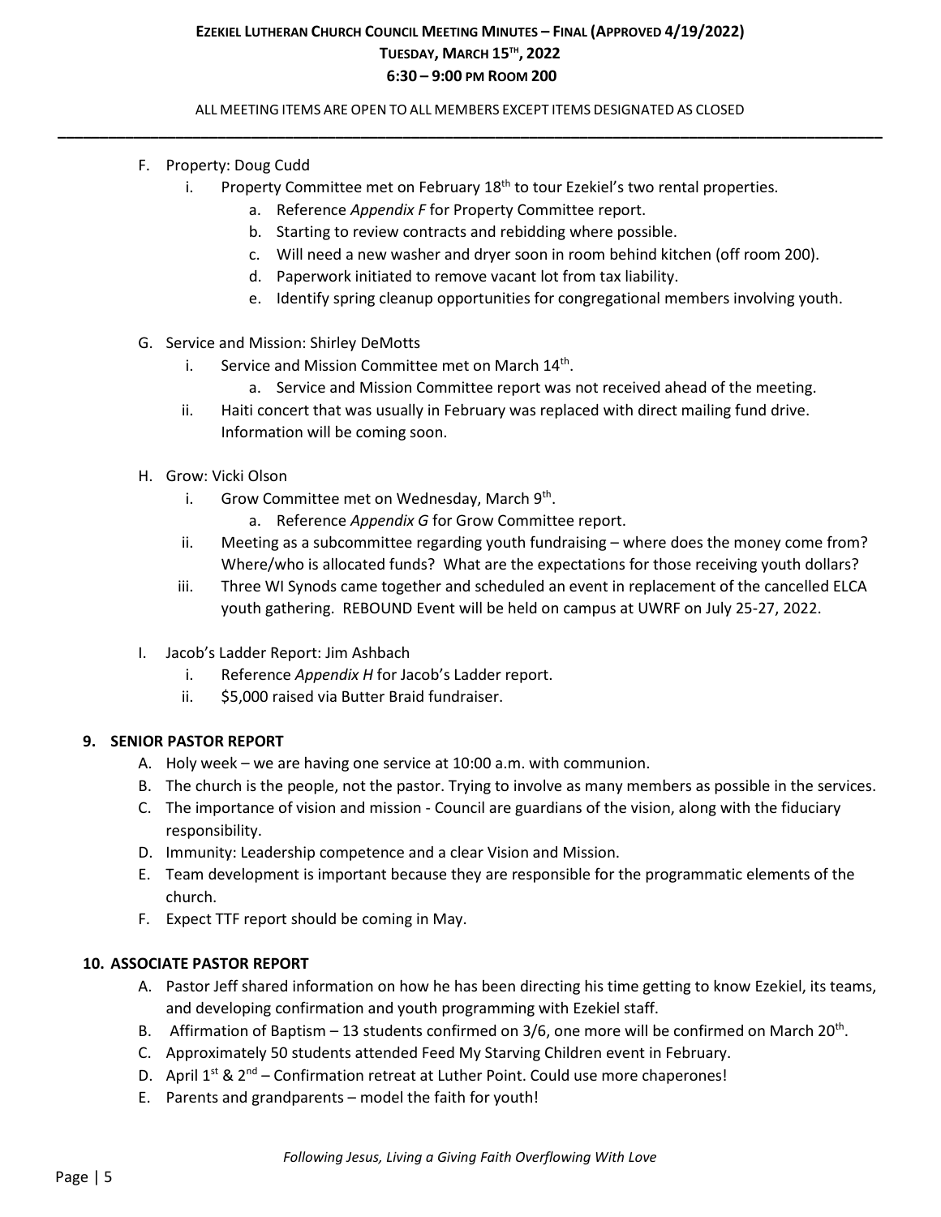F. Property: Doug Cudd
   i. Property Committee met on February 18th to tour Ezekiel's two rental properties.
      a. Reference *Appendix F* for Property Committee report.
      b. Starting to review contracts and rebidding where possible.
      c. Will need a new washer and dryer soon in room behind kitchen (off room 200).
      d. Paperwork initiated to remove vacant lot from tax liability.
      e. Identify spring cleanup opportunities for congregational members involving youth.

G. Service and Mission: Shirley DeMotts
   i. Service and Mission Committee met on March 14th.
      a. Service and Mission Committee report was not received ahead of the meeting.
   ii. Haiti concert that was usually in February was replaced with direct mailing fund drive. Information will be coming soon.

H. Grow: Vicki Olson
   i. Grow Committee met on Wednesday, March 9th.
      a. Reference *Appendix G* for Grow Committee report.
   ii. Meeting as a subcommittee regarding youth fundraising – where does the money come from? Where/who is allocated funds? What are the expectations for those receiving youth dollars?
   iii. Three WI Synods came together and scheduled an event in replacement of the cancelled ELCA youth gathering. REBOUND Event will be held on campus at UWRF on July 25-27, 2022.

I. Jacob's Ladder Report: Jim Ashbach
   i. Reference *Appendix H* for Jacob's Ladder report.
   ii. $5,000 raised via Butter Braid fundraiser.

## 9. SENIOR PASTOR REPORT

A. Holy week – we are having one service at 10:00 a.m. with communion.
B. The church is the people, not the pastor. Trying to involve as many members as possible in the services.
C. The importance of vision and mission - Council are guardians of the vision, along with the fiduciary responsibility.
D. Immunity: Leadership competence and a clear Vision and Mission.
E. Team development is important because they are responsible for the programmatic elements of the church.
F. Expect TTF report should be coming in May.

## 10. ASSOCIATE PASTOR REPORT

A. Pastor Jeff shared information on how he has been directing his time getting to know Ezekiel, its teams, and developing confirmation and youth programming with Ezekiel staff.
B. Affirmation of Baptism – 13 students confirmed on 3/6, one more will be confirmed on March 20th.
C. Approximately 50 students attended Feed My Starving Children event in February.
D. April 1st & 2nd – Confirmation retreat at Luther Point. Could use more chaperones!
E. Parents and grandparents – model the faith for youth!

*Following Jesus, Living a Giving Faith Overflowing With Love*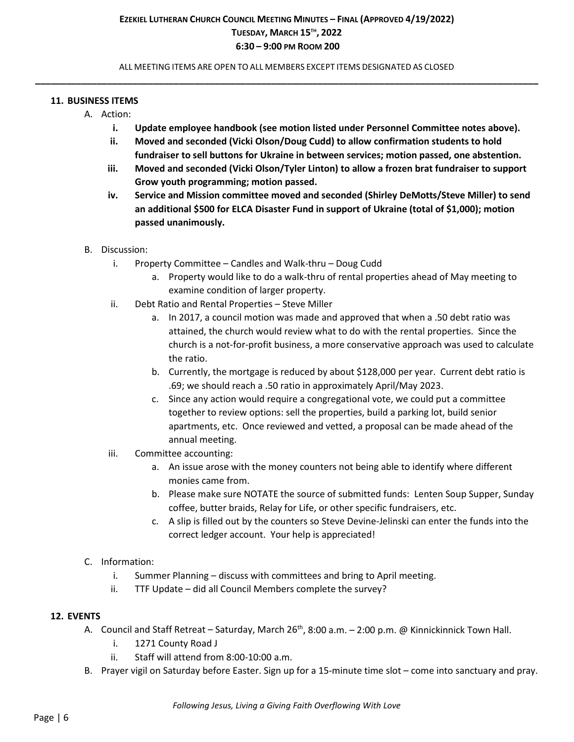## 11. BUSINESS ITEMS

A. Action:

   i. **Update employee handbook (see motion listed under Personnel Committee notes above).**

   ii. **Moved and seconded (Vicki Olson/Doug Cudd) to allow confirmation students to hold fundraiser to sell buttons for Ukraine in between services; motion passed, one abstention.**

   iii. **Moved and seconded (Vicki Olson/Tyler Linton) to allow a frozen brat fundraiser to support Grow youth programming; motion passed.**

   iv. **Service and Mission committee moved and seconded (Shirley DeMotts/Steve Miller) to send an additional $500 for ELCA Disaster Fund in support of Ukraine (total of $1,000); motion passed unanimously.**

B. Discussion:

   i. Property Committee – Candles and Walk-thru – Doug Cudd
      a. Property would like to do a walk-thru of rental properties ahead of May meeting to examine condition of larger property.

   ii. Debt Ratio and Rental Properties – Steve Miller
      a. In 2017, a council motion was made and approved that when a .50 debt ratio was attained, the church would review what to do with the rental properties. Since the church is a not-for-profit business, a more conservative approach was used to calculate the ratio.
      b. Currently, the mortgage is reduced by about $128,000 per year. Current debt ratio is .69; we should reach a .50 ratio in approximately April/May 2023.
      c. Since any action would require a congregational vote, we could put a committee together to review options: sell the properties, build a parking lot, build senior apartments, etc. Once reviewed and vetted, a proposal can be made ahead of the annual meeting.

   iii. Committee accounting:
      a. An issue arose with the money counters not being able to identify where different monies came from.
      b. Please make sure NOTATE the source of submitted funds: Lenten Soup Supper, Sunday coffee, butter braids, Relay for Life, or other specific fundraisers, etc.
      c. A slip is filled out by the counters so Steve Devine-Jelinski can enter the funds into the correct ledger account. Your help is appreciated!

C. Information:

   i. Summer Planning – discuss with committees and bring to April meeting.

   ii. TTF Update – did all Council Members complete the survey?

## 12. EVENTS

A. Council and Staff Retreat – Saturday, March 26th, 8:00 a.m. – 2:00 p.m. @ Kinnickinnick Town Hall.

   i. 1271 County Road J

   ii. Staff will attend from 8:00-10:00 a.m.

B. Prayer vigil on Saturday before Easter. Sign up for a 15-minute time slot – come into sanctuary and pray.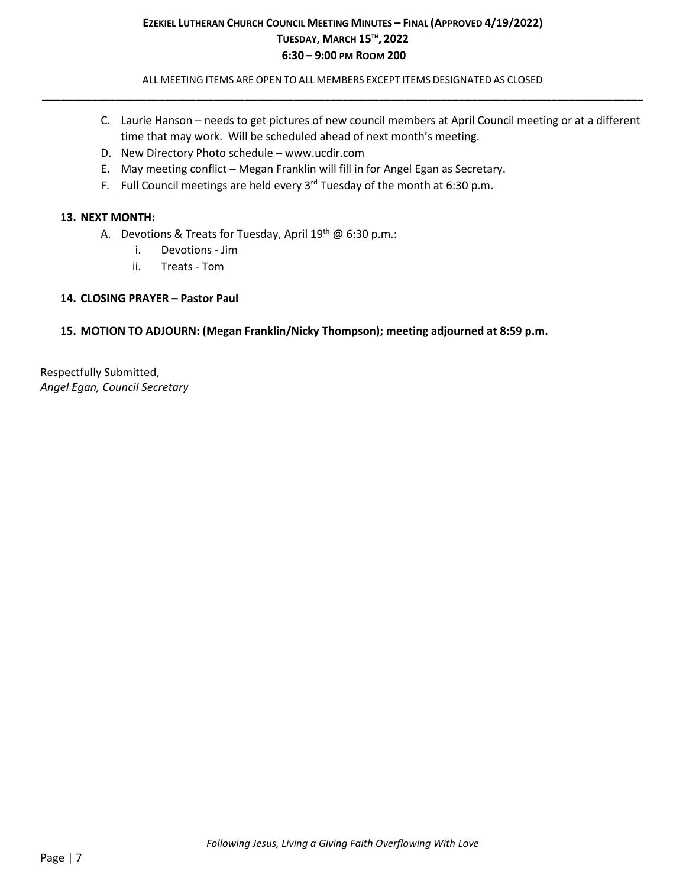C. Laurie Hanson – needs to get pictures of new council members at April Council meeting or at a different time that may work. Will be scheduled ahead of next month's meeting.
D. New Directory Photo schedule – www.ucdir.com
E. May meeting conflict – Megan Franklin will fill in for Angel Egan as Secretary.
F. Full Council meetings are held every 3rd Tuesday of the month at 6:30 p.m.

**13. NEXT MONTH:**

A. Devotions & Treats for Tuesday, April 19th @ 6:30 p.m.:
   i. Devotions - Jim
   ii. Treats - Tom

**14. CLOSING PRAYER – Pastor Paul**

**15. MOTION TO ADJOURN: (Megan Franklin/Nicky Thompson); meeting adjourned at 8:59 p.m.**

Respectfully Submitted,
*Angel Egan, Council Secretary*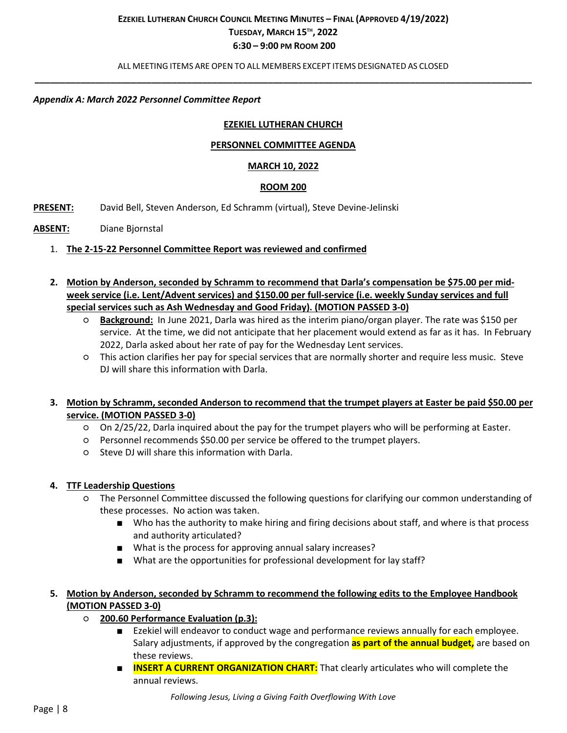*Appendix A: March 2022 Personnel Committee Report*

**EZEKIEL LUTHERAN CHURCH**

**PERSONNEL COMMITTEE AGENDA**

**MARCH 10, 2022**

**ROOM 200**

**PRESENT:** David Bell, Steven Anderson, Ed Schramm (virtual), Steve Devine-Jelinski

**ABSENT:** Diane Bjornstal

1. **The 2-15-22 Personnel Committee Report was reviewed and confirmed**

2. **Motion by Anderson, seconded by Schramm to recommend that Darla's compensation be $75.00 per mid-week service (i.e. Lent/Advent services) and $150.00 per full-service (i.e. weekly Sunday services and full special services such as Ash Wednesday and Good Friday). (MOTION PASSED 3-0)**
   - **Background:** In June 2021, Darla was hired as the interim piano/organ player. The rate was $150 per service. At the time, we did not anticipate that her placement would extend as far as it has. In February 2022, Darla asked about her rate of pay for the Wednesday Lent services.
   - This action clarifies her pay for special services that are normally shorter and require less music. Steve DJ will share this information with Darla.

3. **Motion by Schramm, seconded Anderson to recommend that the trumpet players at Easter be paid $50.00 per service. (MOTION PASSED 3-0)**
   - On 2/25/22, Darla inquired about the pay for the trumpet players who will be performing at Easter.
   - Personnel recommends $50.00 per service be offered to the trumpet players.
   - Steve DJ will share this information with Darla.

4. **TTF Leadership Questions**
   - The Personnel Committee discussed the following questions for clarifying our common understanding of these processes. No action was taken.
     - Who has the authority to make hiring and firing decisions about staff, and where is that process and authority articulated?
     - What is the process for approving annual salary increases?
     - What are the opportunities for professional development for lay staff?

5. **Motion by Anderson, seconded by Schramm to recommend the following edits to the Employee Handbook (MOTION PASSED 3-0)**
   - **200.60 Performance Evaluation (p.3):**
     - Ezekiel will endeavor to conduct wage and performance reviews annually for each employee. Salary adjustments, if approved by the congregation **as part of the annual budget,** are based on these reviews.
     - **INSERT A CURRENT ORGANIZATION CHART:** That clearly articulates who will complete the annual reviews.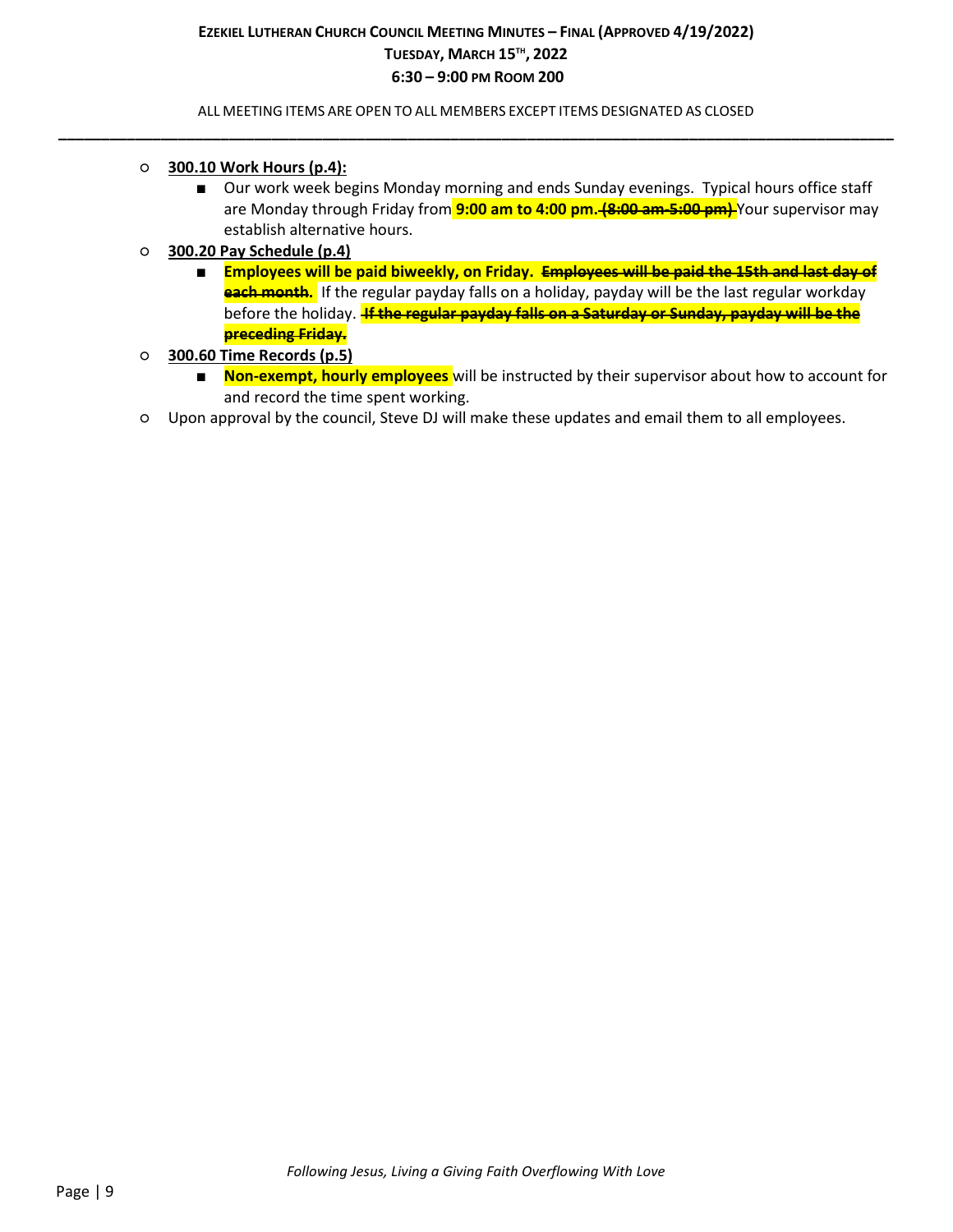- **300.10 Work Hours (p.4):**
  - Our work week begins Monday morning and ends Sunday evenings. Typical hours office staff are Monday through Friday from **9:00 am to 4:00 pm.** ~~**(8:00 am-5:00 pm)**~~ Your supervisor may establish alternative hours.
- **300.20 Pay Schedule (p.4)**
  - **Employees will be paid biweekly, on Friday.** ~~**Employees will be paid the 15th and last day of each month**~~. If the regular payday falls on a holiday, payday will be the last regular workday before the holiday. ~~**If the regular payday falls on a Saturday or Sunday, payday will be the preceding Friday.**~~
- **300.60 Time Records (p.5)**
  - **Non-exempt, hourly employees** will be instructed by their supervisor about how to account for and record the time spent working.
- Upon approval by the council, Steve DJ will make these updates and email them to all employees.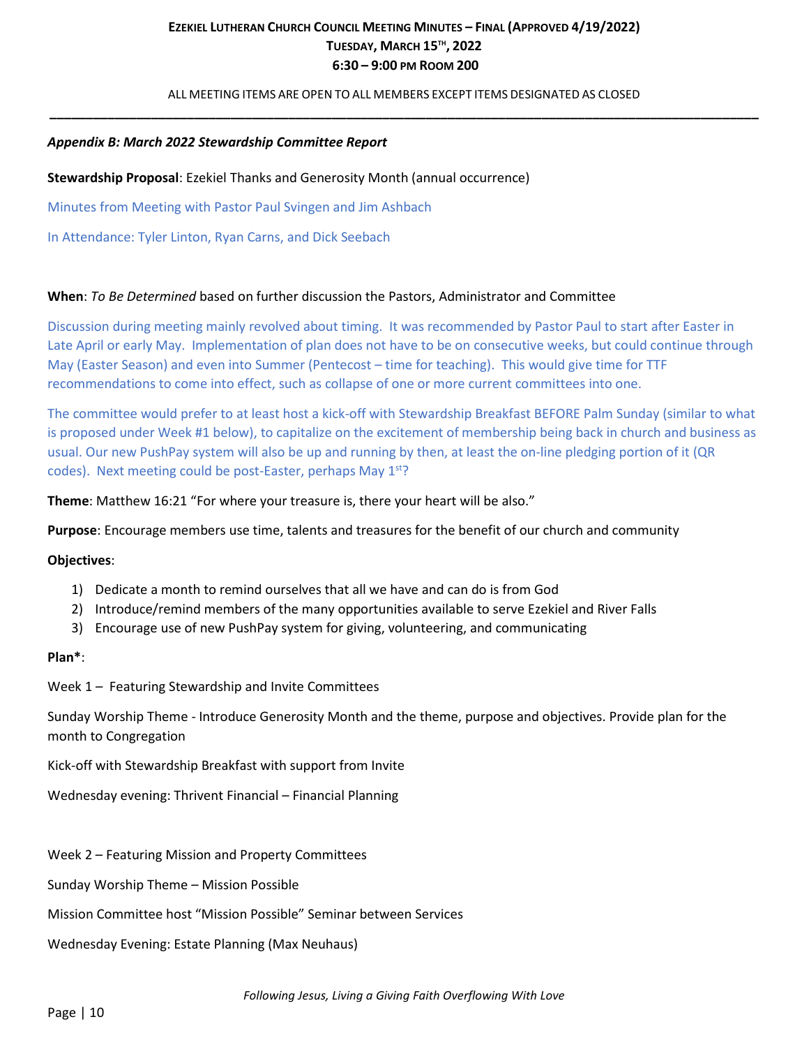*Appendix B: March 2022 Stewardship Committee Report*

**Stewardship Proposal**: Ezekiel Thanks and Generosity Month (annual occurrence)

Minutes from Meeting with Pastor Paul Svingen and Jim Ashbach

In Attendance: Tyler Linton, Ryan Carns, and Dick Seebach

**When**: *To Be Determined* based on further discussion the Pastors, Administrator and Committee

Discussion during meeting mainly revolved about timing. It was recommended by Pastor Paul to start after Easter in Late April or early May. Implementation of plan does not have to be on consecutive weeks, but could continue through May (Easter Season) and even into Summer (Pentecost – time for teaching). This would give time for TTF recommendations to come into effect, such as collapse of one or more current committees into one.

The committee would prefer to at least host a kick-off with Stewardship Breakfast BEFORE Palm Sunday (similar to what is proposed under Week #1 below), to capitalize on the excitement of membership being back in church and business as usual. Our new PushPay system will also be up and running by then, at least the on-line pledging portion of it (QR codes). Next meeting could be post-Easter, perhaps May 1st?

**Theme**: Matthew 16:21 "For where your treasure is, there your heart will be also."

**Purpose**: Encourage members use time, talents and treasures for the benefit of our church and community

**Objectives**:

1) Dedicate a month to remind ourselves that all we have and can do is from God
2) Introduce/remind members of the many opportunities available to serve Ezekiel and River Falls
3) Encourage use of new PushPay system for giving, volunteering, and communicating

**Plan***:

Week 1 – Featuring Stewardship and Invite Committees

Sunday Worship Theme - Introduce Generosity Month and the theme, purpose and objectives. Provide plan for the month to Congregation

Kick-off with Stewardship Breakfast with support from Invite

Wednesday evening: Thrivent Financial – Financial Planning

Week 2 – Featuring Mission and Property Committees

Sunday Worship Theme – Mission Possible

Mission Committee host "Mission Possible" Seminar between Services

Wednesday Evening: Estate Planning (Max Neuhaus)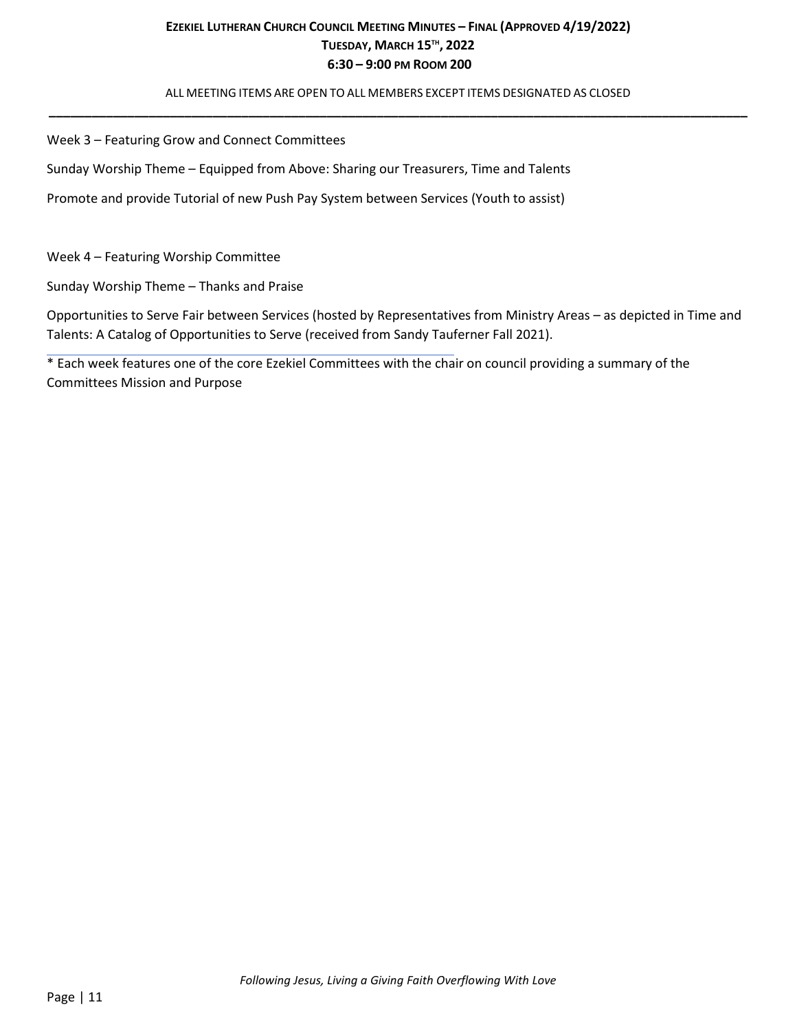Week 3 – Featuring Grow and Connect Committees

Sunday Worship Theme – Equipped from Above: Sharing our Treasurers, Time and Talents

Promote and provide Tutorial of new Push Pay System between Services (Youth to assist)

Week 4 – Featuring Worship Committee

Sunday Worship Theme – Thanks and Praise

Opportunities to Serve Fair between Services (hosted by Representatives from Ministry Areas – as depicted in Time and Talents: A Catalog of Opportunities to Serve (received from Sandy Tauferner Fall 2021).

---

* Each week features one of the core Ezekiel Committees with the chair on council providing a summary of the Committees Mission and Purpose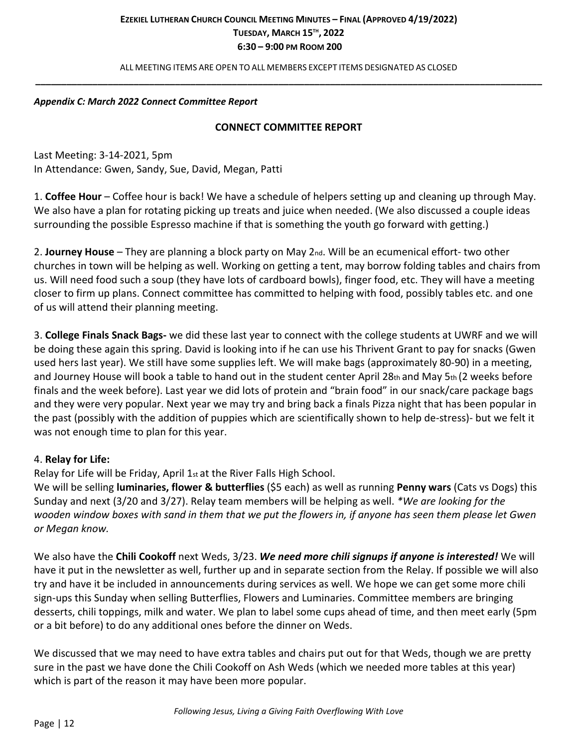*Appendix C: March 2022 Connect Committee Report*

## CONNECT COMMITTEE REPORT

Last Meeting: 3-14-2021, 5pm
In Attendance: Gwen, Sandy, Sue, David, Megan, Patti

1. **Coffee Hour** – Coffee hour is back! We have a schedule of helpers setting up and cleaning up through May. We also have a plan for rotating picking up treats and juice when needed. (We also discussed a couple ideas surrounding the possible Espresso machine if that is something the youth go forward with getting.)

2. **Journey House** – They are planning a block party on May 2nd. Will be an ecumenical effort- two other churches in town will be helping as well. Working on getting a tent, may borrow folding tables and chairs from us. Will need food such a soup (they have lots of cardboard bowls), finger food, etc. They will have a meeting closer to firm up plans. Connect committee has committed to helping with food, possibly tables etc. and one of us will attend their planning meeting.

3. **College Finals Snack Bags-** we did these last year to connect with the college students at UWRF and we will be doing these again this spring. David is looking into if he can use his Thrivent Grant to pay for snacks (Gwen used hers last year). We still have some supplies left. We will make bags (approximately 80-90) in a meeting, and Journey House will book a table to hand out in the student center April 28th and May 5th (2 weeks before finals and the week before). Last year we did lots of protein and "brain food" in our snack/care package bags and they were very popular. Next year we may try and bring back a finals Pizza night that has been popular in the past (possibly with the addition of puppies which are scientifically shown to help de-stress)- but we felt it was not enough time to plan for this year.

4. **Relay for Life:**
Relay for Life will be Friday, April 1st at the River Falls High School.
We will be selling **luminaries, flower & butterflies** ($5 each) as well as running **Penny wars** (Cats vs Dogs) this Sunday and next (3/20 and 3/27). Relay team members will be helping as well. **We are looking for the wooden window boxes with sand in them that we put the flowers in, if anyone has seen them please let Gwen or Megan know.*

We also have the **Chili Cookoff** next Weds, 3/23. ***We need more chili signups if anyone is interested!*** We will have it put in the newsletter as well, further up and in separate section from the Relay. If possible we will also try and have it be included in announcements during services as well. We hope we can get some more chili sign-ups this Sunday when selling Butterflies, Flowers and Luminaries. Committee members are bringing desserts, chili toppings, milk and water. We plan to label some cups ahead of time, and then meet early (5pm or a bit before) to do any additional ones before the dinner on Weds.

We discussed that we may need to have extra tables and chairs put out for that Weds, though we are pretty sure in the past we have done the Chili Cookoff on Ash Weds (which we needed more tables at this year) which is part of the reason it may have been more popular.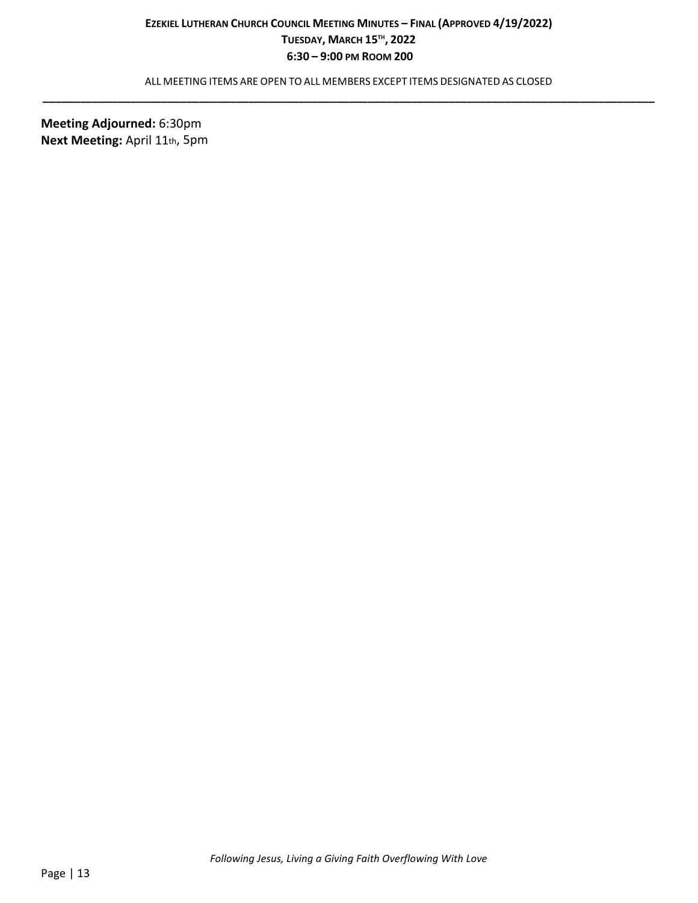**Meeting Adjourned:** 6:30pm
**Next Meeting:** April 11th, 5pm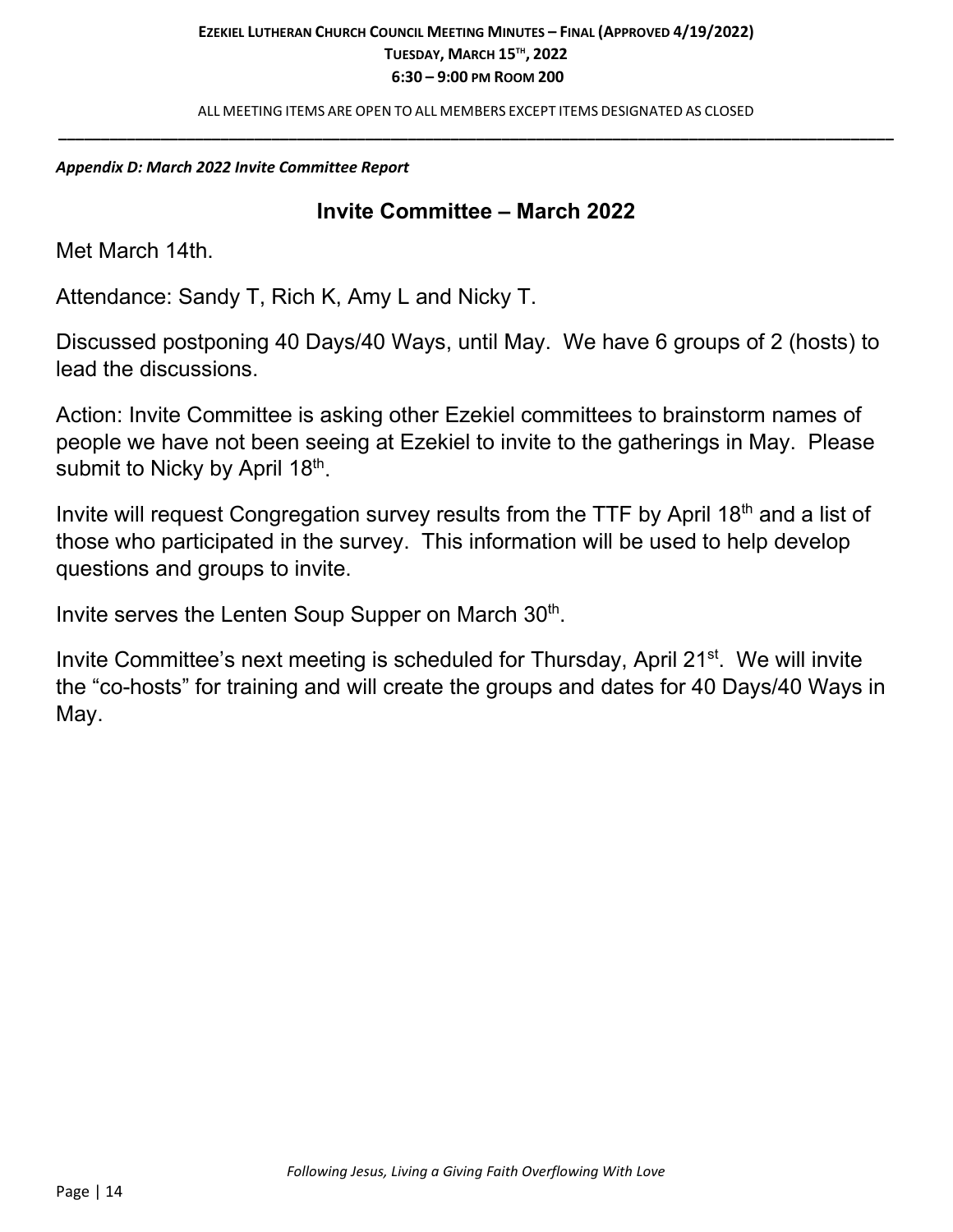*Appendix D: March 2022 Invite Committee Report*

## Invite Committee – March 2022

Met March 14th.

Attendance: Sandy T, Rich K, Amy L and Nicky T.

Discussed postponing 40 Days/40 Ways, until May. We have 6 groups of 2 (hosts) to lead the discussions.

Action: Invite Committee is asking other Ezekiel committees to brainstorm names of people we have not been seeing at Ezekiel to invite to the gatherings in May. Please submit to Nicky by April 18th.

Invite will request Congregation survey results from the TTF by April 18th and a list of those who participated in the survey. This information will be used to help develop questions and groups to invite.

Invite serves the Lenten Soup Supper on March 30th.

Invite Committee's next meeting is scheduled for Thursday, April 21st. We will invite the "co-hosts" for training and will create the groups and dates for 40 Days/40 Ways in May.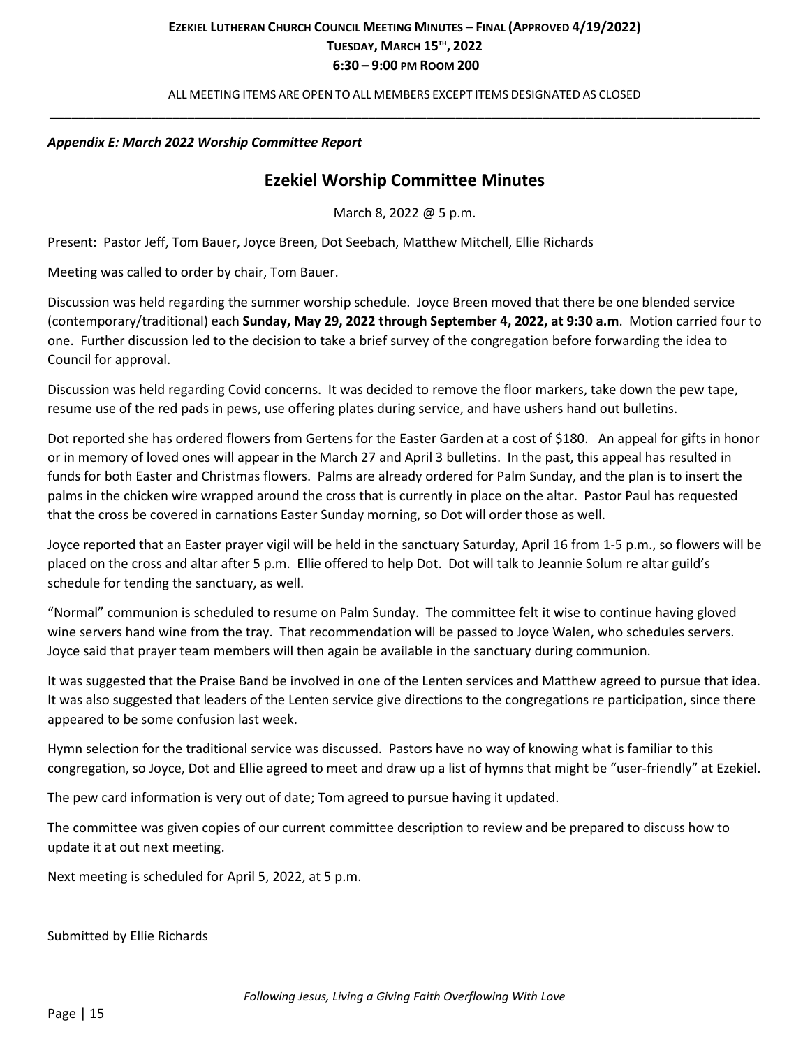*Appendix E: March 2022 Worship Committee Report*

## Ezekiel Worship Committee Minutes

March 8, 2022 @ 5 p.m.

Present: Pastor Jeff, Tom Bauer, Joyce Breen, Dot Seebach, Matthew Mitchell, Ellie Richards

Meeting was called to order by chair, Tom Bauer.

Discussion was held regarding the summer worship schedule. Joyce Breen moved that there be one blended service (contemporary/traditional) each **Sunday, May 29, 2022 through September 4, 2022, at 9:30 a.m**. Motion carried four to one. Further discussion led to the decision to take a brief survey of the congregation before forwarding the idea to Council for approval.

Discussion was held regarding Covid concerns. It was decided to remove the floor markers, take down the pew tape, resume use of the red pads in pews, use offering plates during service, and have ushers hand out bulletins.

Dot reported she has ordered flowers from Gertens for the Easter Garden at a cost of $180. An appeal for gifts in honor or in memory of loved ones will appear in the March 27 and April 3 bulletins. In the past, this appeal has resulted in funds for both Easter and Christmas flowers. Palms are already ordered for Palm Sunday, and the plan is to insert the palms in the chicken wire wrapped around the cross that is currently in place on the altar. Pastor Paul has requested that the cross be covered in carnations Easter Sunday morning, so Dot will order those as well.

Joyce reported that an Easter prayer vigil will be held in the sanctuary Saturday, April 16 from 1-5 p.m., so flowers will be placed on the cross and altar after 5 p.m. Ellie offered to help Dot. Dot will talk to Jeannie Solum re altar guild's schedule for tending the sanctuary, as well.

"Normal" communion is scheduled to resume on Palm Sunday. The committee felt it wise to continue having gloved wine servers hand wine from the tray. That recommendation will be passed to Joyce Walen, who schedules servers. Joyce said that prayer team members will then again be available in the sanctuary during communion.

It was suggested that the Praise Band be involved in one of the Lenten services and Matthew agreed to pursue that idea. It was also suggested that leaders of the Lenten service give directions to the congregations re participation, since there appeared to be some confusion last week.

Hymn selection for the traditional service was discussed. Pastors have no way of knowing what is familiar to this congregation, so Joyce, Dot and Ellie agreed to meet and draw up a list of hymns that might be "user-friendly" at Ezekiel.

The pew card information is very out of date; Tom agreed to pursue having it updated.

The committee was given copies of our current committee description to review and be prepared to discuss how to update it at out next meeting.

Next meeting is scheduled for April 5, 2022, at 5 p.m.

Submitted by Ellie Richards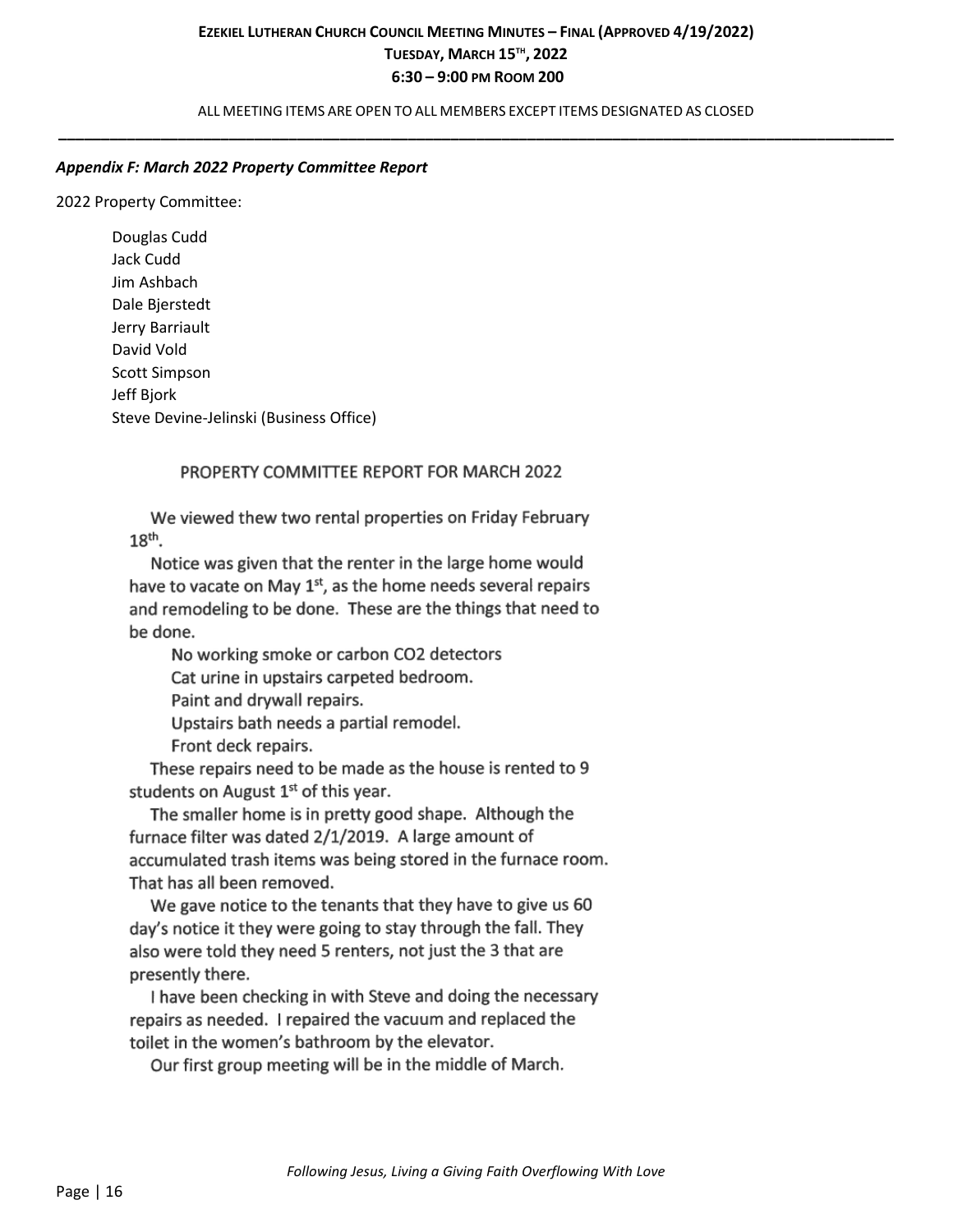*Appendix F: March 2022 Property Committee Report*

2022 Property Committee:

Douglas Cudd
Jack Cudd
Jim Ashbach
Dale Bjerstedt
Jerry Barriault
David Vold
Scott Simpson
Jeff Bjork
Steve Devine-Jelinski (Business Office)

## PROPERTY COMMITTEE REPORT FOR MARCH 2022

We viewed thew two rental properties on Friday February 18th.

Notice was given that the renter in the large home would have to vacate on May 1st, as the home needs several repairs and remodeling to be done. These are the things that need to be done.

- No working smoke or carbon $CO_2$ detectors
- Cat urine in upstairs carpeted bedroom.
- Paint and drywall repairs.
- Upstairs bath needs a partial remodel.
- Front deck repairs.

These repairs need to be made as the house is rented to 9 students on August 1st of this year.

The smaller home is in pretty good shape. Although the furnace filter was dated 2/1/2019. A large amount of accumulated trash items was being stored in the furnace room. That has all been removed.

We gave notice to the tenants that they have to give us 60 day's notice it they were going to stay through the fall. They also were told they need 5 renters, not just the 3 that are presently there.

I have been checking in with Steve and doing the necessary repairs as needed. I repaired the vacuum and replaced the toilet in the women's bathroom by the elevator.

Our first group meeting will be in the middle of March.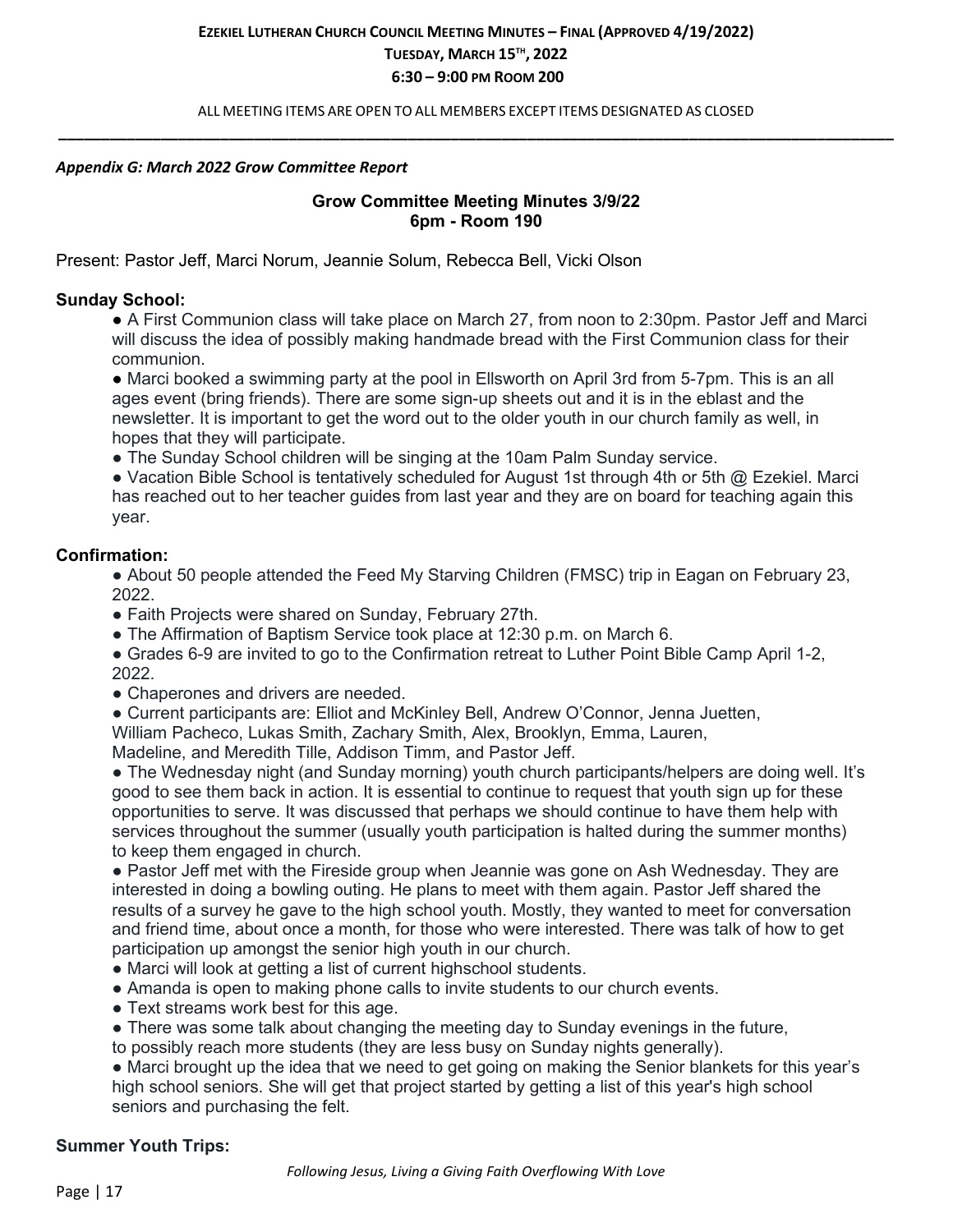*Appendix G: March 2022 Grow Committee Report*

## Grow Committee Meeting Minutes 3/9/22
### 6pm - Room 190

Present: Pastor Jeff, Marci Norum, Jeannie Solum, Rebecca Bell, Vicki Olson

**Sunday School:**

- A First Communion class will take place on March 27, from noon to 2:30pm. Pastor Jeff and Marci will discuss the idea of possibly making handmade bread with the First Communion class for their communion.
- Marci booked a swimming party at the pool in Ellsworth on April 3rd from 5-7pm. This is an all ages event (bring friends). There are some sign-up sheets out and it is in the eblast and the newsletter. It is important to get the word out to the older youth in our church family as well, in hopes that they will participate.
- The Sunday School children will be singing at the 10am Palm Sunday service.
- Vacation Bible School is tentatively scheduled for August 1st through 4th or 5th @ Ezekiel. Marci has reached out to her teacher guides from last year and they are on board for teaching again this year.

**Confirmation:**

- About 50 people attended the Feed My Starving Children (FMSC) trip in Eagan on February 23, 2022.
- Faith Projects were shared on Sunday, February 27th.
- The Affirmation of Baptism Service took place at 12:30 p.m. on March 6.
- Grades 6-9 are invited to go to the Confirmation retreat to Luther Point Bible Camp April 1-2, 2022.
- Chaperones and drivers are needed.
- Current participants are: Elliot and McKinley Bell, Andrew O'Connor, Jenna Juetten, William Pacheco, Lukas Smith, Zachary Smith, Alex, Brooklyn, Emma, Lauren, Madeline, and Meredith Tille, Addison Timm, and Pastor Jeff.
- The Wednesday night (and Sunday morning) youth church participants/helpers are doing well. It's good to see them back in action. It is essential to continue to request that youth sign up for these opportunities to serve. It was discussed that perhaps we should continue to have them help with services throughout the summer (usually youth participation is halted during the summer months) to keep them engaged in church.
- Pastor Jeff met with the Fireside group when Jeannie was gone on Ash Wednesday. They are interested in doing a bowling outing. He plans to meet with them again. Pastor Jeff shared the results of a survey he gave to the high school youth. Mostly, they wanted to meet for conversation and friend time, about once a month, for those who were interested. There was talk of how to get participation up amongst the senior high youth in our church.
- Marci will look at getting a list of current highschool students.
- Amanda is open to making phone calls to invite students to our church events.
- Text streams work best for this age.
- There was some talk about changing the meeting day to Sunday evenings in the future, to possibly reach more students (they are less busy on Sunday nights generally).
- Marci brought up the idea that we need to get going on making the Senior blankets for this year's high school seniors. She will get that project started by getting a list of this year's high school seniors and purchasing the felt.

**Summer Youth Trips:**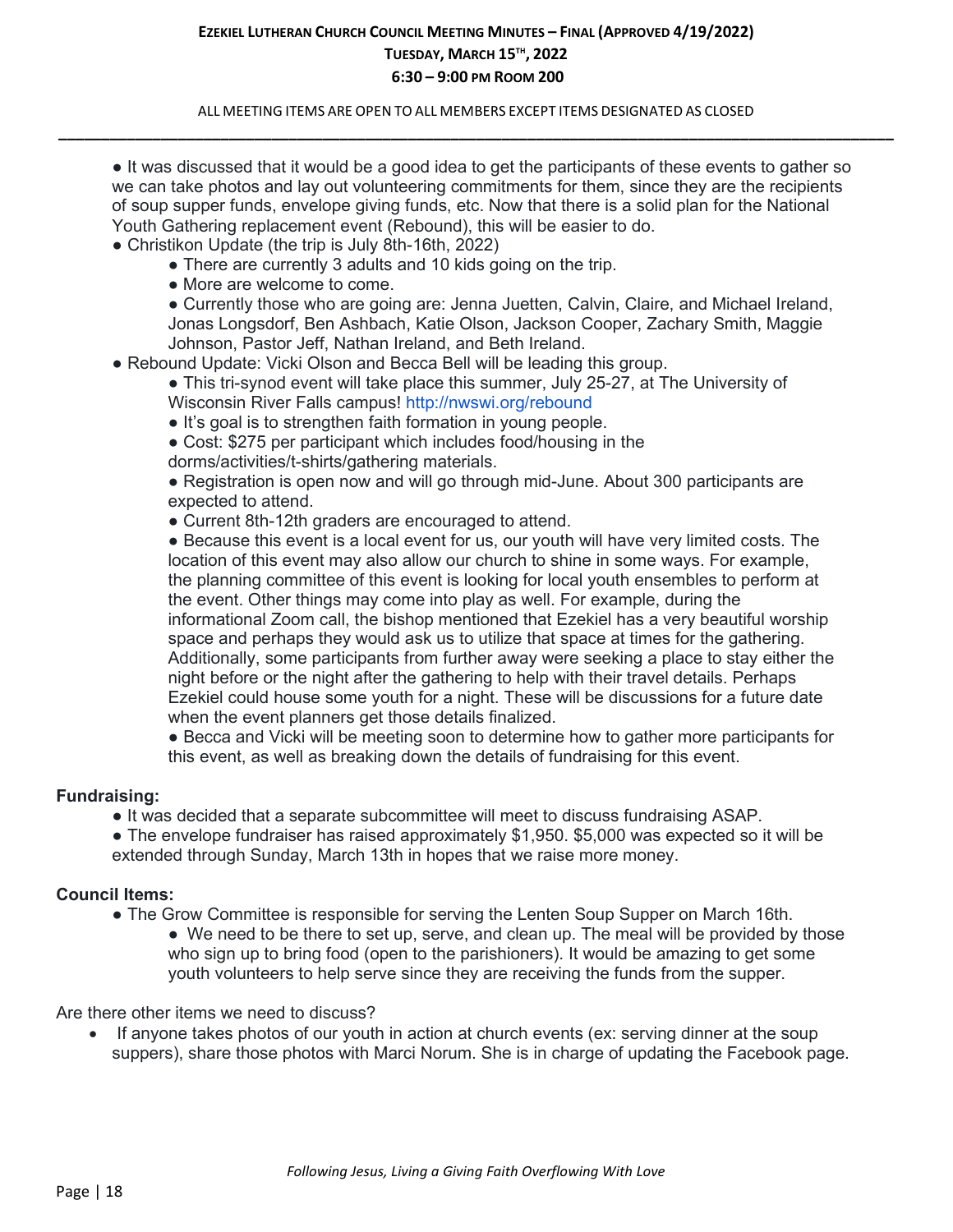- It was discussed that it would be a good idea to get the participants of these events to gather so we can take photos and lay out volunteering commitments for them, since they are the recipients of soup supper funds, envelope giving funds, etc. Now that there is a solid plan for the National Youth Gathering replacement event (Rebound), this will be easier to do.
- Christikon Update (the trip is July 8th-16th, 2022)
    - There are currently 3 adults and 10 kids going on the trip.
    - More are welcome to come.
    - Currently those who are going are: Jenna Juetten, Calvin, Claire, and Michael Ireland, Jonas Longsdorf, Ben Ashbach, Katie Olson, Jackson Cooper, Zachary Smith, Maggie Johnson, Pastor Jeff, Nathan Ireland, and Beth Ireland.
- Rebound Update: Vicki Olson and Becca Bell will be leading this group.
    - This tri-synod event will take place this summer, July 25-27, at The University of Wisconsin River Falls campus! http://nwswi.org/rebound
    - It's goal is to strengthen faith formation in young people.
    - Cost: $275 per participant which includes food/housing in the dorms/activities/t-shirts/gathering materials.
    - Registration is open now and will go through mid-June. About 300 participants are expected to attend.
    - Current 8th-12th graders are encouraged to attend.
    - Because this event is a local event for us, our youth will have very limited costs. The location of this event may also allow our church to shine in some ways. For example, the planning committee of this event is looking for local youth ensembles to perform at the event. Other things may come into play as well. For example, during the informational Zoom call, the bishop mentioned that Ezekiel has a very beautiful worship space and perhaps they would ask us to utilize that space at times for the gathering. Additionally, some participants from further away were seeking a place to stay either the night before or the night after the gathering to help with their travel details. Perhaps Ezekiel could house some youth for a night. These will be discussions for a future date when the event planners get those details finalized.
    - Becca and Vicki will be meeting soon to determine how to gather more participants for this event, as well as breaking down the details of fundraising for this event.

**Fundraising:**

- It was decided that a separate subcommittee will meet to discuss fundraising ASAP.
- The envelope fundraiser has raised approximately $1,950. $5,000 was expected so it will be extended through Sunday, March 13th in hopes that we raise more money.

**Council Items:**

- The Grow Committee is responsible for serving the Lenten Soup Supper on March 16th.
    - We need to be there to set up, serve, and clean up. The meal will be provided by those who sign up to bring food (open to the parishioners). It would be amazing to get some youth volunteers to help serve since they are receiving the funds from the supper.

Are there other items we need to discuss?

- If anyone takes photos of our youth in action at church events (ex: serving dinner at the soup suppers), share those photos with Marci Norum. She is in charge of updating the Facebook page.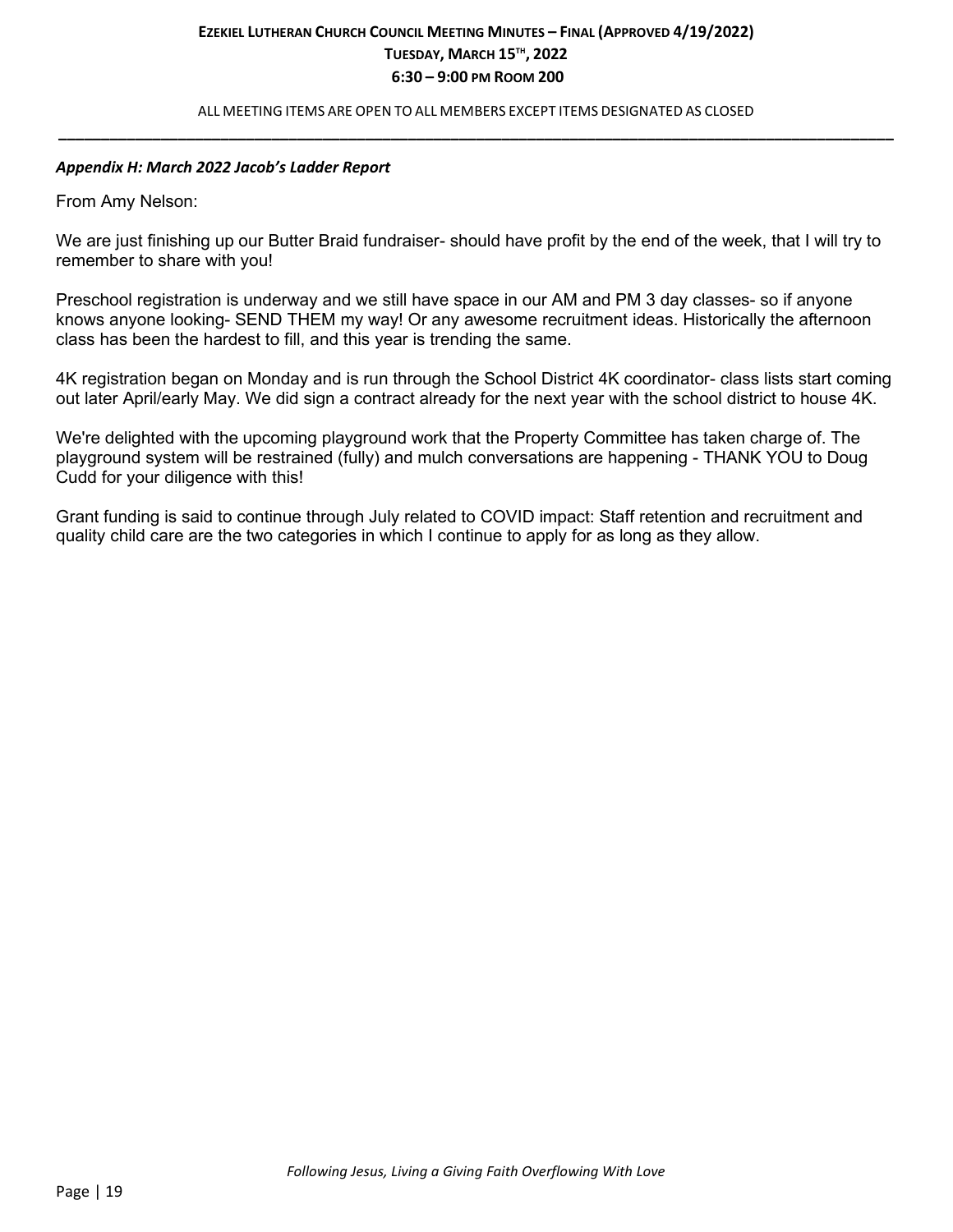*Appendix H: March 2022 Jacob's Ladder Report*

From Amy Nelson:

We are just finishing up our Butter Braid fundraiser- should have profit by the end of the week, that I will try to remember to share with you!

Preschool registration is underway and we still have space in our AM and PM 3 day classes- so if anyone knows anyone looking- SEND THEM my way! Or any awesome recruitment ideas. Historically the afternoon class has been the hardest to fill, and this year is trending the same.

4K registration began on Monday and is run through the School District 4K coordinator- class lists start coming out later April/early May. We did sign a contract already for the next year with the school district to house 4K.

We're delighted with the upcoming playground work that the Property Committee has taken charge of. The playground system will be restrained (fully) and mulch conversations are happening - THANK YOU to Doug Cudd for your diligence with this!

Grant funding is said to continue through July related to COVID impact: Staff retention and recruitment and quality child care are the two categories in which I continue to apply for as long as they allow.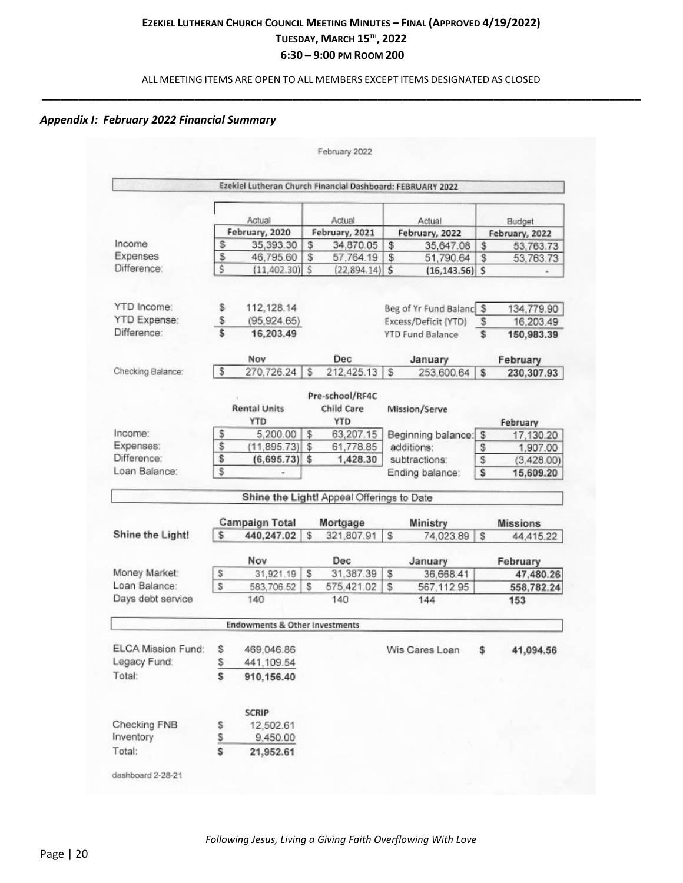## Appendix I: February 2022 Financial Summary

February 2022

**Ezekiel Lutheran Church Financial Dashboard: FEBRUARY 2022**

| | Actual February, 2020 | Actual February, 2021 | Actual February, 2022 | Budget February, 2022 |
|---|---|---|---|---|
| Income | $ 35,393.30 | $ 34,870.05 | $ 35,647.08 | $ 53,763.73 |
| Expenses | $ 46,795.60 | $ 57,764.19 | $ 51,790.64 | $ 53,763.73 |
| Difference: | $ (11,402.30) | $ (22,894.14) | $ (16,143.56) | $ - |

| | | | |
|---|---|---|---|
| YTD Income: | $ 112,128.14 | Beg of Yr Fund Balanc | $ 134,779.90 |
| YTD Expense: | $ (95,924.65) | Excess/Deficit (YTD) | $ 16,203.49 |
| Difference: | $ 16,203.49 | YTD Fund Balance | $ 150,983.39 |

| | Nov | Dec | January | February |
|---|---|---|---|---|
| Checking Balance: | $ 270,726.24 | $ 212,425.13 | $ 253,600.64 | $ 230,307.93 |

| | Rental Units YTD | Pre-school/RF4C Child Care YTD | Mission/Serve | February |
|---|---|---|---|---|
| Income: | $ 5,200.00 | $ 63,207.15 | Beginning balance: | $ 17,130.20 |
| Expenses: | $ (11,895.73) | $ 61,778.85 | additions: | $ 1,907.00 |
| Difference: | $ (6,695.73) | $ 1,428.30 | subtractions: | $ (3,428.00) |
| Loan Balance: | $ - | | Ending balance: | $ 15,609.20 |

**Shine the Light! Appeal Offerings to Date**

| | Campaign Total | Mortgage | Ministry | Missions |
|---|---|---|---|---|
| Shine the Light! | $ 440,247.02 | $ 321,807.91 | $ 74,023.89 | $ 44,415.22 |

| | Nov | Dec | January | February |
|---|---|---|---|---|
| Money Market: | $ 31,921.19 | $ 31,387.39 | $ 36,668.41 | 47,480.26 |
| Loan Balance: | $ 583,706.52 | $ 575,421.02 | $ 567,112.95 | 558,782.24 |
| Days debt service | 140 | 140 | 144 | 153 |

**Endowments & Other Investments**

| | | | |
|---|---|---|---|
| ELCA Mission Fund: | $ 469,046.86 | Wis Cares Loan | $ 41,094.56 |
| Legacy Fund: | $ 441,109.54 | | |
| Total: | $ 910,156.40 | | |

**SCRIP**

| | |
|---|---|
| Checking FNB | $ 12,502.61 |
| Inventory | $ 9,450.00 |
| Total: | $ 21,952.61 |

dashboard 2-28-21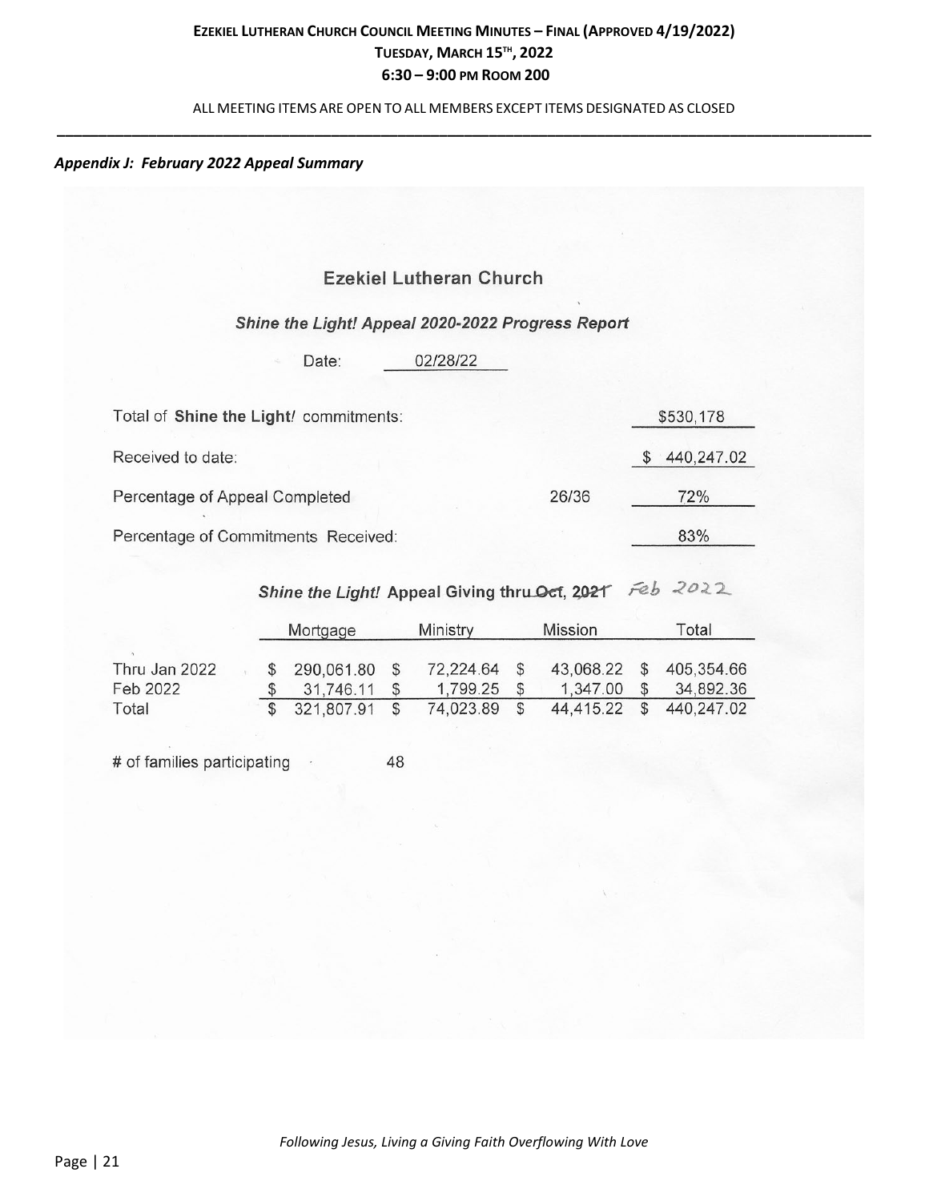*Appendix J: February 2022 Appeal Summary*

## Ezekiel Lutheran Church

### *Shine the Light! Appeal 2020-2022 Progress Report*

Date: 02/28/22

| | | |
|---|---|---|
| Total of **Shine the Light!** commitments: | | $530,178 |
| Received to date: | | $ 440,247.02 |
| Percentage of Appeal Completed | 26/36 | 72% |
| Percentage of Commitments Received: | | 83% |

***Shine the Light!*** **Appeal Giving thru ~~Oct, 2021~~ Feb 2022**

| | Mortgage | Ministry | Mission | Total |
|---|---|---|---|---|
| Thru Jan 2022 | $ 290,061.80 | $ 72,224.64 | $ 43,068.22 | $ 405,354.66 |
| Feb 2022 | $ 31,746.11 | $ 1,799.25 | $ 1,347.00 | $ 34,892.36 |
| Total | $ 321,807.91 | $ 74,023.89 | $ 44,415.22 | $ 440,247.02 |

\# of families participating 48